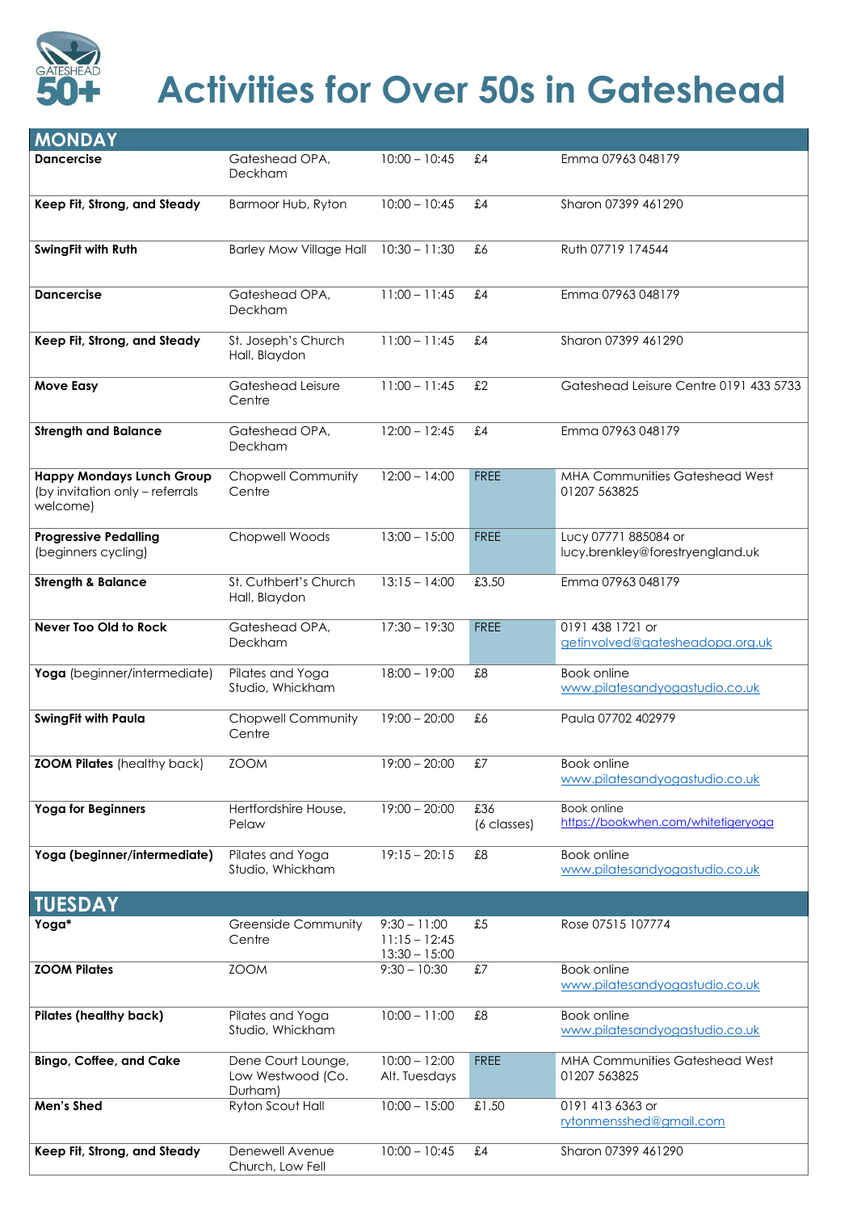# Activities for Over 50s in Gateshead

## MONDAY

| Activity | Venue | Time | Cost | Contact |
|---|---|---|---|---|
| **Dancercise** | Gateshead OPA, Deckham | 10:00 – 10:45 | £4 | Emma 07963 048179 |
| **Keep Fit, Strong, and Steady** | Barmoor Hub, Ryton | 10:00 – 10:45 | £4 | Sharon 07399 461290 |
| **SwingFit with Ruth** | Barley Mow Village Hall | 10:30 – 11:30 | £6 | Ruth 07719 174544 |
| **Dancercise** | Gateshead OPA, Deckham | 11:00 – 11:45 | £4 | Emma 07963 048179 |
| **Keep Fit, Strong, and Steady** | St. Joseph's Church Hall, Blaydon | 11:00 – 11:45 | £4 | Sharon 07399 461290 |
| **Move Easy** | Gateshead Leisure Centre | 11:00 – 11:45 | £2 | Gateshead Leisure Centre 0191 433 5733 |
| **Strength and Balance** | Gateshead OPA, Deckham | 12:00 – 12:45 | £4 | Emma 07963 048179 |
| **Happy Mondays Lunch Group** (by invitation only – referrals welcome) | Chopwell Community Centre | 12:00 – 14:00 | FREE | MHA Communities Gateshead West 01207 563825 |
| **Progressive Pedalling** (beginners cycling) | Chopwell Woods | 13:00 – 15:00 | FREE | Lucy 07771 885084 or lucy.brenkley@forestryengland.uk |
| **Strength & Balance** | St. Cuthbert's Church Hall, Blaydon | 13:15 – 14:00 | £3.50 | Emma 07963 048179 |
| **Never Too Old to Rock** | Gateshead OPA, Deckham | 17:30 – 19:30 | FREE | 0191 438 1721 or getinvolved@gatesheadopa.org.uk |
| **Yoga** (beginner/intermediate) | Pilates and Yoga Studio, Whickham | 18:00 – 19:00 | £8 | Book online www.pilatesandyogastudio.co.uk |
| **SwingFit with Paula** | Chopwell Community Centre | 19:00 – 20:00 | £6 | Paula 07702 402979 |
| **ZOOM Pilates** (healthy back) | ZOOM | 19:00 – 20:00 | £7 | Book online www.pilatesandyogastudio.co.uk |
| **Yoga for Beginners** | Hertfordshire House, Pelaw | 19:00 – 20:00 | £36 (6 classes) | Book online https://bookwhen.com/whitetigeryoga |
| **Yoga (beginner/intermediate)** | Pilates and Yoga Studio, Whickham | 19:15 – 20:15 | £8 | Book online www.pilatesandyogastudio.co.uk |

## TUESDAY

| Activity | Venue | Time | Cost | Contact |
|---|---|---|---|---|
| **Yoga*** | Greenside Community Centre | 9:30 – 11:00<br>11:15 – 12:45<br>13:30 – 15:00 | £5 | Rose 07515 107774 |
| **ZOOM Pilates** | ZOOM | 9:30 – 10:30 | £7 | Book online www.pilatesandyogastudio.co.uk |
| **Pilates (healthy back)** | Pilates and Yoga Studio, Whickham | 10:00 – 11:00 | £8 | Book online www.pilatesandyogastudio.co.uk |
| **Bingo, Coffee, and Cake** | Dene Court Lounge, Low Westwood (Co. Durham) | 10:00 – 12:00 Alt. Tuesdays | FREE | MHA Communities Gateshead West 01207 563825 |
| **Men's Shed** | Ryton Scout Hall | 10:00 – 15:00 | £1.50 | 0191 413 6363 or rytonmensshed@gmail.com |
| **Keep Fit, Strong, and Steady** | Denewell Avenue Church, Low Fell | 10:00 – 10:45 | £4 | Sharon 07399 461290 |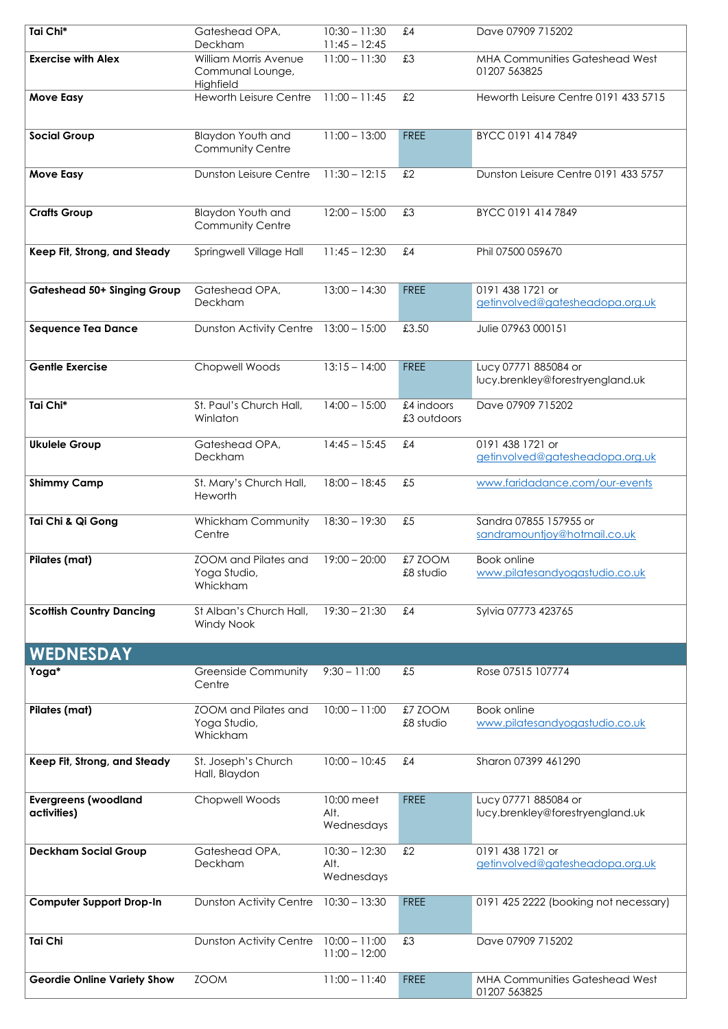| | | | | |
|---|---|---|---|---|
| **Tai Chi*** | Gateshead OPA, Deckham | 10:30 – 11:30<br>11:45 – 12:45 | £4 | Dave 07909 715202 |
| **Exercise with Alex** | William Morris Avenue Communal Lounge, Highfield | 11:00 – 11:30 | £3 | MHA Communities Gateshead West 01207 563825 |
| **Move Easy** | Heworth Leisure Centre | 11:00 – 11:45 | £2 | Heworth Leisure Centre 0191 433 5715 |
| **Social Group** | Blaydon Youth and Community Centre | 11:00 – 13:00 | FREE | BYCC 0191 414 7849 |
| **Move Easy** | Dunston Leisure Centre | 11:30 – 12:15 | £2 | Dunston Leisure Centre 0191 433 5757 |
| **Crafts Group** | Blaydon Youth and Community Centre | 12:00 – 15:00 | £3 | BYCC 0191 414 7849 |
| **Keep Fit, Strong, and Steady** | Springwell Village Hall | 11:45 – 12:30 | £4 | Phil 07500 059670 |
| **Gateshead 50+ Singing Group** | Gateshead OPA, Deckham | 13:00 – 14:30 | FREE | 0191 438 1721 or getinvolved@gatesheadopa.org.uk |
| **Sequence Tea Dance** | Dunston Activity Centre | 13:00 – 15:00 | £3.50 | Julie 07963 000151 |
| **Gentle Exercise** | Chopwell Woods | 13:15 – 14:00 | FREE | Lucy 07771 885084 or lucy.brenkley@forestryengland.uk |
| **Tai Chi*** | St. Paul's Church Hall, Winlaton | 14:00 – 15:00 | £4 indoors<br>£3 outdoors | Dave 07909 715202 |
| **Ukulele Group** | Gateshead OPA, Deckham | 14:45 – 15:45 | £4 | 0191 438 1721 or getinvolved@gatesheadopa.org.uk |
| **Shimmy Camp** | St. Mary's Church Hall, Heworth | 18:00 – 18:45 | £5 | www.faridadance.com/our-events |
| **Tai Chi & Qi Gong** | Whickham Community Centre | 18:30 – 19:30 | £5 | Sandra 07855 157955 or sandramountjoy@hotmail.co.uk |
| **Pilates (mat)** | ZOOM and Pilates and Yoga Studio, Whickham | 19:00 – 20:00 | £7 ZOOM<br>£8 studio | Book online www.pilatesandyogastudio.co.uk |
| **Scottish Country Dancing** | St Alban's Church Hall, Windy Nook | 19:30 – 21:30 | £4 | Sylvia 07773 423765 |

## WEDNESDAY

| | | | | |
|---|---|---|---|---|
| **Yoga*** | Greenside Community Centre | 9:30 – 11:00 | £5 | Rose 07515 107774 |
| **Pilates (mat)** | ZOOM and Pilates and Yoga Studio, Whickham | 10:00 – 11:00 | £7 ZOOM<br>£8 studio | Book online www.pilatesandyogastudio.co.uk |
| **Keep Fit, Strong, and Steady** | St. Joseph's Church Hall, Blaydon | 10:00 – 10:45 | £4 | Sharon 07399 461290 |
| **Evergreens (woodland activities)** | Chopwell Woods | 10:00 meet Alt. Wednesdays | FREE | Lucy 07771 885084 or lucy.brenkley@forestryengland.uk |
| **Deckham Social Group** | Gateshead OPA, Deckham | 10:30 – 12:30 Alt. Wednesdays | £2 | 0191 438 1721 or getinvolved@gatesheadopa.org.uk |
| **Computer Support Drop-In** | Dunston Activity Centre | 10:30 – 13:30 | FREE | 0191 425 2222 (booking not necessary) |
| **Tai Chi** | Dunston Activity Centre | 10:00 – 11:00<br>11:00 – 12:00 | £3 | Dave 07909 715202 |
| **Geordie Online Variety Show** | ZOOM | 11:00 – 11:40 | FREE | MHA Communities Gateshead West 01207 563825 |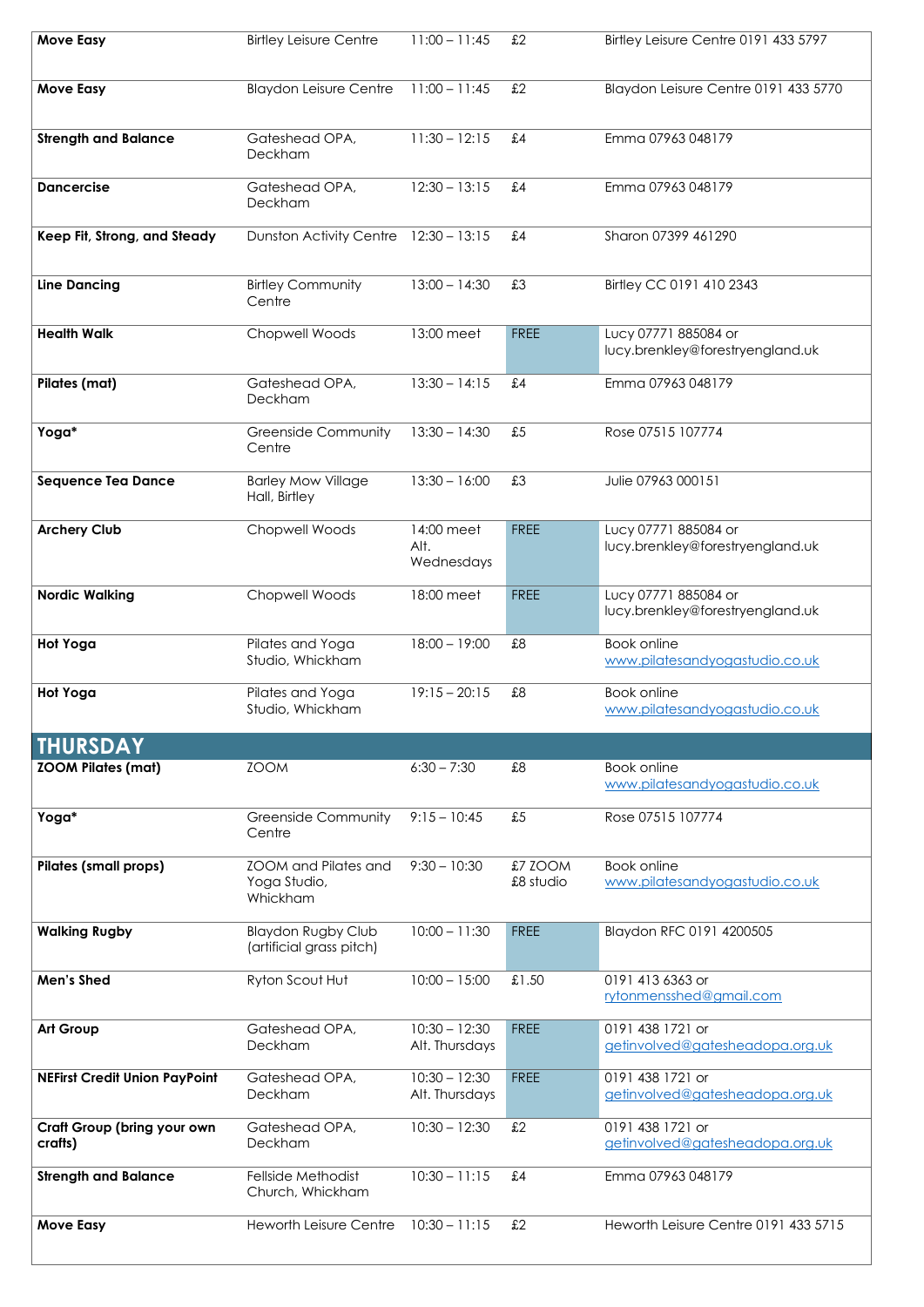| | | | | |
|---|---|---|---|---|
| **Move Easy** | Birtley Leisure Centre | 11:00 – 11:45 | £2 | Birtley Leisure Centre 0191 433 5797 |
| **Move Easy** | Blaydon Leisure Centre | 11:00 – 11:45 | £2 | Blaydon Leisure Centre 0191 433 5770 |
| **Strength and Balance** | Gateshead OPA, Deckham | 11:30 – 12:15 | £4 | Emma 07963 048179 |
| **Dancercise** | Gateshead OPA, Deckham | 12:30 – 13:15 | £4 | Emma 07963 048179 |
| **Keep Fit, Strong, and Steady** | Dunston Activity Centre | 12:30 – 13:15 | £4 | Sharon 07399 461290 |
| **Line Dancing** | Birtley Community Centre | 13:00 – 14:30 | £3 | Birtley CC 0191 410 2343 |
| **Health Walk** | Chopwell Woods | 13:00 meet | FREE | Lucy 07771 885084 or lucy.brenkley@forestryengland.uk |
| **Pilates (mat)** | Gateshead OPA, Deckham | 13:30 – 14:15 | £4 | Emma 07963 048179 |
| **Yoga*** | Greenside Community Centre | 13:30 – 14:30 | £5 | Rose 07515 107774 |
| **Sequence Tea Dance** | Barley Mow Village Hall, Birtley | 13:30 – 16:00 | £3 | Julie 07963 000151 |
| **Archery Club** | Chopwell Woods | 14:00 meet Alt. Wednesdays | FREE | Lucy 07771 885084 or lucy.brenkley@forestryengland.uk |
| **Nordic Walking** | Chopwell Woods | 18:00 meet | FREE | Lucy 07771 885084 or lucy.brenkley@forestryengland.uk |
| **Hot Yoga** | Pilates and Yoga Studio, Whickham | 18:00 – 19:00 | £8 | Book online www.pilatesandyogastudio.co.uk |
| **Hot Yoga** | Pilates and Yoga Studio, Whickham | 19:15 – 20:15 | £8 | Book online www.pilatesandyogastudio.co.uk |
| **THURSDAY** | | | | |
| **ZOOM Pilates (mat)** | ZOOM | 6:30 – 7:30 | £8 | Book online www.pilatesandyogastudio.co.uk |
| **Yoga*** | Greenside Community Centre | 9:15 – 10:45 | £5 | Rose 07515 107774 |
| **Pilates (small props)** | ZOOM and Pilates and Yoga Studio, Whickham | 9:30 – 10:30 | £7 ZOOM £8 studio | Book online www.pilatesandyogastudio.co.uk |
| **Walking Rugby** | Blaydon Rugby Club (artificial grass pitch) | 10:00 – 11:30 | FREE | Blaydon RFC 0191 4200505 |
| **Men's Shed** | Ryton Scout Hut | 10:00 – 15:00 | £1.50 | 0191 413 6363 or rytonmensshed@gmail.com |
| **Art Group** | Gateshead OPA, Deckham | 10:30 – 12:30 Alt. Thursdays | FREE | 0191 438 1721 or getinvolved@gatesheadopa.org.uk |
| **NEFirst Credit Union PayPoint** | Gateshead OPA, Deckham | 10:30 – 12:30 Alt. Thursdays | FREE | 0191 438 1721 or getinvolved@gatesheadopa.org.uk |
| **Craft Group (bring your own crafts)** | Gateshead OPA, Deckham | 10:30 – 12:30 | £2 | 0191 438 1721 or getinvolved@gatesheadopa.org.uk |
| **Strength and Balance** | Fellside Methodist Church, Whickham | 10:30 – 11:15 | £4 | Emma 07963 048179 |
| **Move Easy** | Heworth Leisure Centre | 10:30 – 11:15 | £2 | Heworth Leisure Centre 0191 433 5715 |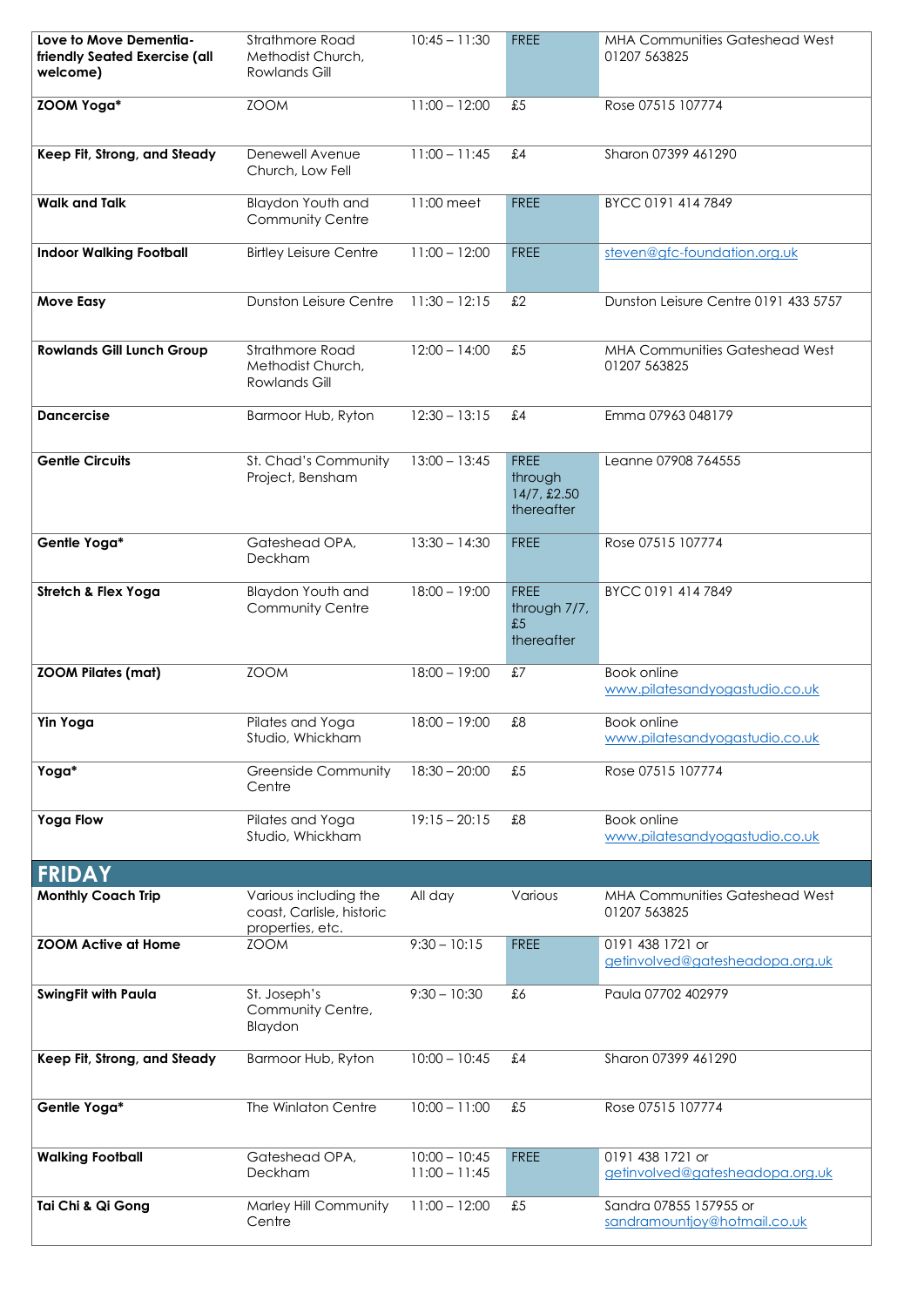| | | | | |
|---|---|---|---|---|
| **Love to Move Dementia-friendly Seated Exercise (all welcome)** | Strathmore Road Methodist Church, Rowlands Gill | 10:45 – 11:30 | FREE | MHA Communities Gateshead West 01207 563825 |
| **ZOOM Yoga*** | ZOOM | 11:00 – 12:00 | £5 | Rose 07515 107774 |
| **Keep Fit, Strong, and Steady** | Denewell Avenue Church, Low Fell | 11:00 – 11:45 | £4 | Sharon 07399 461290 |
| **Walk and Talk** | Blaydon Youth and Community Centre | 11:00 meet | FREE | BYCC 0191 414 7849 |
| **Indoor Walking Football** | Birtley Leisure Centre | 11:00 – 12:00 | FREE | steven@gfc-foundation.org.uk |
| **Move Easy** | Dunston Leisure Centre | 11:30 – 12:15 | £2 | Dunston Leisure Centre 0191 433 5757 |
| **Rowlands Gill Lunch Group** | Strathmore Road Methodist Church, Rowlands Gill | 12:00 – 14:00 | £5 | MHA Communities Gateshead West 01207 563825 |
| **Dancercise** | Barmoor Hub, Ryton | 12:30 – 13:15 | £4 | Emma 07963 048179 |
| **Gentle Circuits** | St. Chad's Community Project, Bensham | 13:00 – 13:45 | FREE through 14/7, £2.50 thereafter | Leanne 07908 764555 |
| **Gentle Yoga*** | Gateshead OPA, Deckham | 13:30 – 14:30 | FREE | Rose 07515 107774 |
| **Stretch & Flex Yoga** | Blaydon Youth and Community Centre | 18:00 – 19:00 | FREE through 7/7, £5 thereafter | BYCC 0191 414 7849 |
| **ZOOM Pilates (mat)** | ZOOM | 18:00 – 19:00 | £7 | Book online www.pilatesandyogastudio.co.uk |
| **Yin Yoga** | Pilates and Yoga Studio, Whickham | 18:00 – 19:00 | £8 | Book online www.pilatesandyogastudio.co.uk |
| **Yoga*** | Greenside Community Centre | 18:30 – 20:00 | £5 | Rose 07515 107774 |
| **Yoga Flow** | Pilates and Yoga Studio, Whickham | 19:15 – 20:15 | £8 | Book online www.pilatesandyogastudio.co.uk |

## FRIDAY

| | | | | |
|---|---|---|---|---|
| **Monthly Coach Trip** | Various including the coast, Carlisle, historic properties, etc. | All day | Various | MHA Communities Gateshead West 01207 563825 |
| **ZOOM Active at Home** | ZOOM | 9:30 – 10:15 | FREE | 0191 438 1721 or getinvolved@gatesheadopa.org.uk |
| **SwingFit with Paula** | St. Joseph's Community Centre, Blaydon | 9:30 – 10:30 | £6 | Paula 07702 402979 |
| **Keep Fit, Strong, and Steady** | Barmoor Hub, Ryton | 10:00 – 10:45 | £4 | Sharon 07399 461290 |
| **Gentle Yoga*** | The Winlaton Centre | 10:00 – 11:00 | £5 | Rose 07515 107774 |
| **Walking Football** | Gateshead OPA, Deckham | 10:00 – 10:45<br>11:00 – 11:45 | FREE | 0191 438 1721 or getinvolved@gatesheadopa.org.uk |
| **Tai Chi & Qi Gong** | Marley Hill Community Centre | 11:00 – 12:00 | £5 | Sandra 07855 157955 or sandramountjoy@hotmail.co.uk |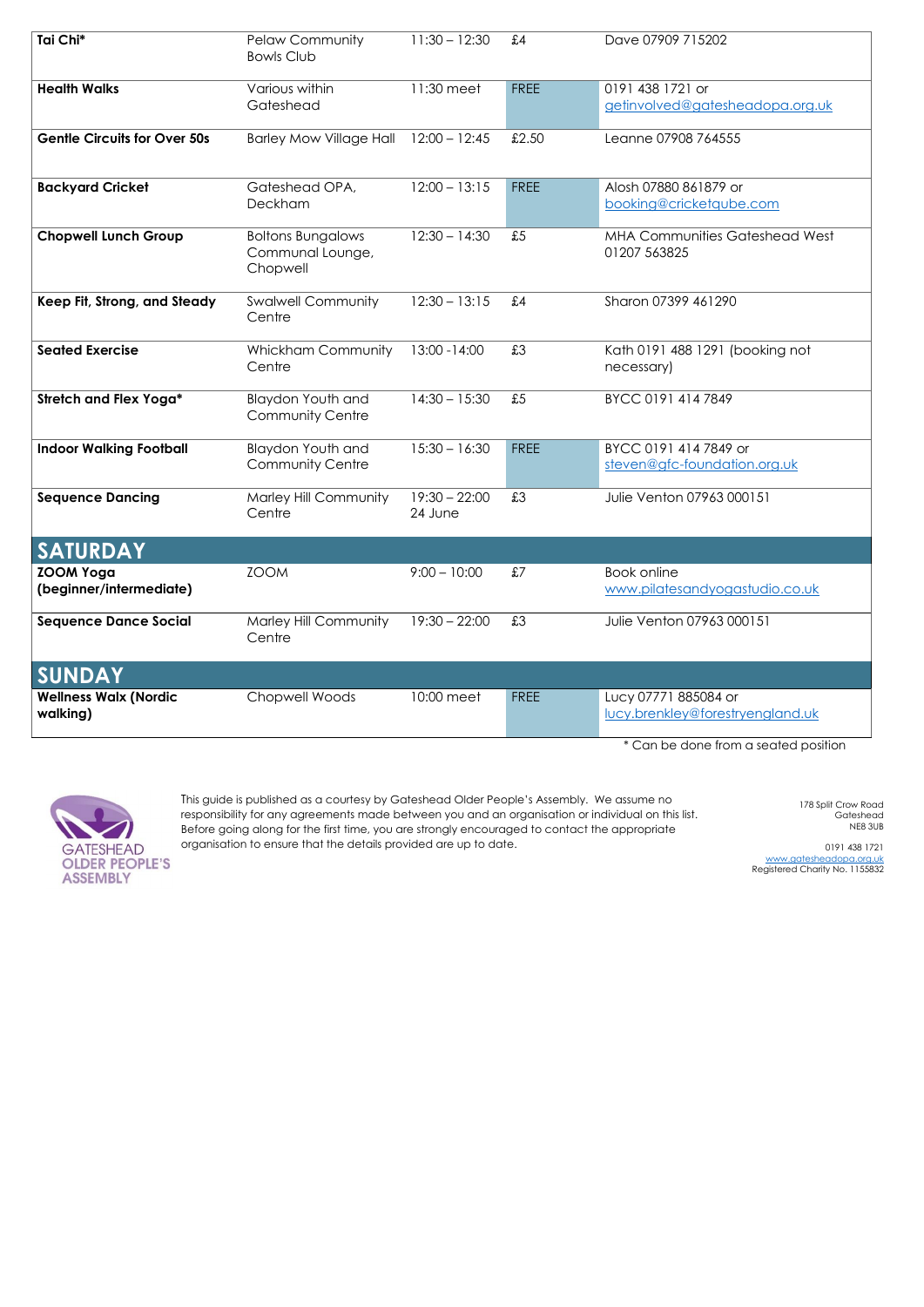| | | | | |
|---|---|---|---|---|
| **Tai Chi*** | Pelaw Community Bowls Club | 11:30 – 12:30 | £4 | Dave 07909 715202 |
| **Health Walks** | Various within Gateshead | 11:30 meet | FREE | 0191 438 1721 or getinvolved@gatesheadopa.org.uk |
| **Gentle Circuits for Over 50s** | Barley Mow Village Hall | 12:00 – 12:45 | £2.50 | Leanne 07908 764555 |
| **Backyard Cricket** | Gateshead OPA, Deckham | 12:00 – 13:15 | FREE | Alosh 07880 861879 or booking@cricketqube.com |
| **Chopwell Lunch Group** | Boltons Bungalows Communal Lounge, Chopwell | 12:30 – 14:30 | £5 | MHA Communities Gateshead West 01207 563825 |
| **Keep Fit, Strong, and Steady** | Swalwell Community Centre | 12:30 – 13:15 | £4 | Sharon 07399 461290 |
| **Seated Exercise** | Whickham Community Centre | 13:00 -14:00 | £3 | Kath 0191 488 1291 (booking not necessary) |
| **Stretch and Flex Yoga*** | Blaydon Youth and Community Centre | 14:30 – 15:30 | £5 | BYCC 0191 414 7849 |
| **Indoor Walking Football** | Blaydon Youth and Community Centre | 15:30 – 16:30 | FREE | BYCC 0191 414 7849 or steven@gfc-foundation.org.uk |
| **Sequence Dancing** | Marley Hill Community Centre | 19:30 – 22:00 24 June | £3 | Julie Venton 07963 000151 |
| **SATURDAY** | | | | |
| **ZOOM Yoga (beginner/intermediate)** | ZOOM | 9:00 – 10:00 | £7 | Book online www.pilatesandyogastudio.co.uk |
| **Sequence Dance Social** | Marley Hill Community Centre | 19:30 – 22:00 | £3 | Julie Venton 07963 000151 |
| **SUNDAY** | | | | |
| **Wellness Walx (Nordic walking)** | Chopwell Woods | 10:00 meet | FREE | Lucy 07771 885084 or lucy.brenkley@forestryengland.uk |

* Can be done from a seated position

GATESHEAD OLDER PEOPLE'S ASSEMBLY

This guide is published as a courtesy by Gateshead Older People's Assembly. We assume no responsibility for any agreements made between you and an organisation or individual on this list. Before going along for the first time, you are strongly encouraged to contact the appropriate organisation to ensure that the details provided are up to date.

178 Split Crow Road
Gateshead
NE8 3UB

0191 438 1721
www.gatesheadopa.org.uk
Registered Charity No. 1155832